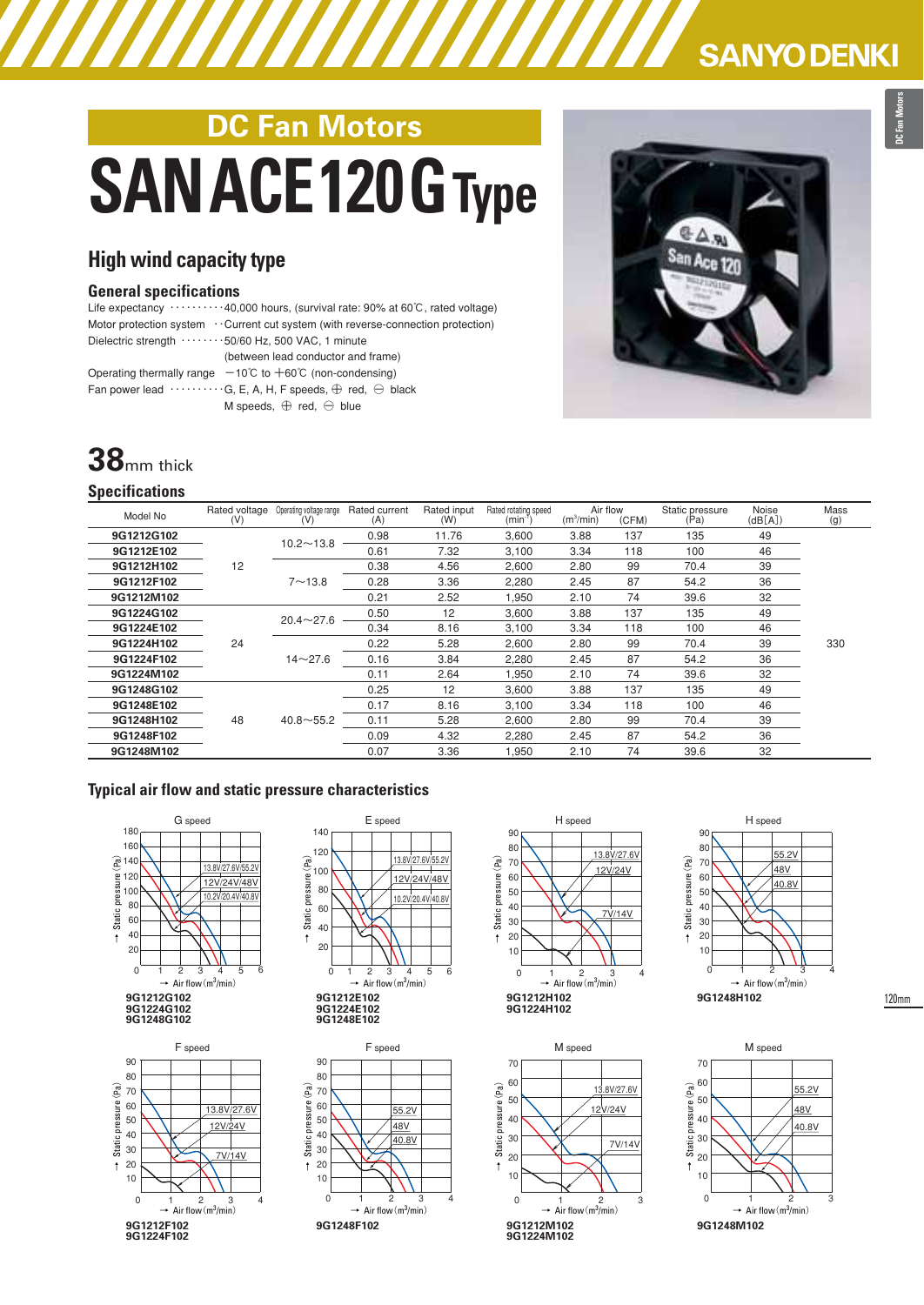# DC Fan Motors

# SANACE120G Type

## High wind capacity type

### General specifications

Life expectancy ··········40,000 hours, (survival rate: 90% at 60℃, rated voltage)
Motor protection system ··Current cut system (with reverse-connection protection)
Dielectric strength ········50/60 Hz, 500 VAC, 1 minute
(between lead conductor and frame)
Operating thermally range −10℃ to +60℃ (non-condensing)
Fan power lead ··········G, E, A, H, F speeds, ⊕ red, ⊖ black
M speeds, ⊕ red, ⊖ blue

## 38mm thick

### Specifications

| Model No | Rated voltage (V) | Operating voltage range (V) | Rated current (A) | Rated input (W) | Rated rotating speed ($min^{-1}$) | Air flow ($m^3/min$) | Air flow (CFM) | Static pressure (Pa) | Noise (dB[A]) | Mass (g) |
|---|---|---|---|---|---|---|---|---|---|---|
| 9G1212G102 | 12 | 10.2～13.8 | 0.98 | 11.76 | 3,600 | 3.88 | 137 | 135 | 49 | 330 |
| 9G1212E102 | | | 0.61 | 7.32 | 3,100 | 3.34 | 118 | 100 | 46 | |
| 9G1212H102 | | 7～13.8 | 0.38 | 4.56 | 2,600 | 2.80 | 99 | 70.4 | 39 | |
| 9G1212F102 | | | 0.28 | 3.36 | 2,280 | 2.45 | 87 | 54.2 | 36 | |
| 9G1212M102 | | | 0.21 | 2.52 | 1,950 | 2.10 | 74 | 39.6 | 32 | |
| 9G1224G102 | 24 | 20.4～27.6 | 0.50 | 12 | 3,600 | 3.88 | 137 | 135 | 49 | |
| 9G1224E102 | | | 0.34 | 8.16 | 3,100 | 3.34 | 118 | 100 | 46 | |
| 9G1224H102 | | 14～27.6 | 0.22 | 5.28 | 2,600 | 2.80 | 99 | 70.4 | 39 | |
| 9G1224F102 | | | 0.16 | 3.84 | 2,280 | 2.45 | 87 | 54.2 | 36 | |
| 9G1224M102 | | | 0.11 | 2.64 | 1,950 | 2.10 | 74 | 39.6 | 32 | |
| 9G1248G102 | 48 | 40.8～55.2 | 0.25 | 12 | 3,600 | 3.88 | 137 | 135 | 49 | |
| 9G1248E102 | | | 0.17 | 8.16 | 3,100 | 3.34 | 118 | 100 | 46 | |
| 9G1248H102 | | | 0.11 | 5.28 | 2,600 | 2.80 | 99 | 70.4 | 39 | |
| 9G1248F102 | | | 0.09 | 4.32 | 2,280 | 2.45 | 87 | 54.2 | 36 | |
| 9G1248M102 | | | 0.07 | 3.36 | 1,950 | 2.10 | 74 | 39.6 | 32 | |

### Typical air flow and static pressure characteristics

G speed — 9G1212G102, 9G1224G102, 9G1248G102 (13.8V/27.6V/55.2V, 12V/24V/48V, 10.2V/20.4V/40.8V)

E speed — 9G1212E102, 9G1224E102, 9G1248E102 (13.8V/27.6V/55.2V, 12V/24V/48V, 10.2V/20.4V/40.8V)

H speed — 9G1212H102, 9G1224H102 (13.8V/27.6V, 12V/24V, 7V/14V)

H speed — 9G1248H102 (55.2V, 48V, 40.8V)

F speed — 9G1212F102, 9G1224F102 (13.8V/27.6V, 12V/24V, 7V/14V)

F speed — 9G1248F102 (55.2V, 48V, 40.8V)

M speed — 9G1212M102, 9G1224M102 (13.8V/27.6V, 12V/24V, 7V/14V)

M speed — 9G1248M102 (55.2V, 48V, 40.8V)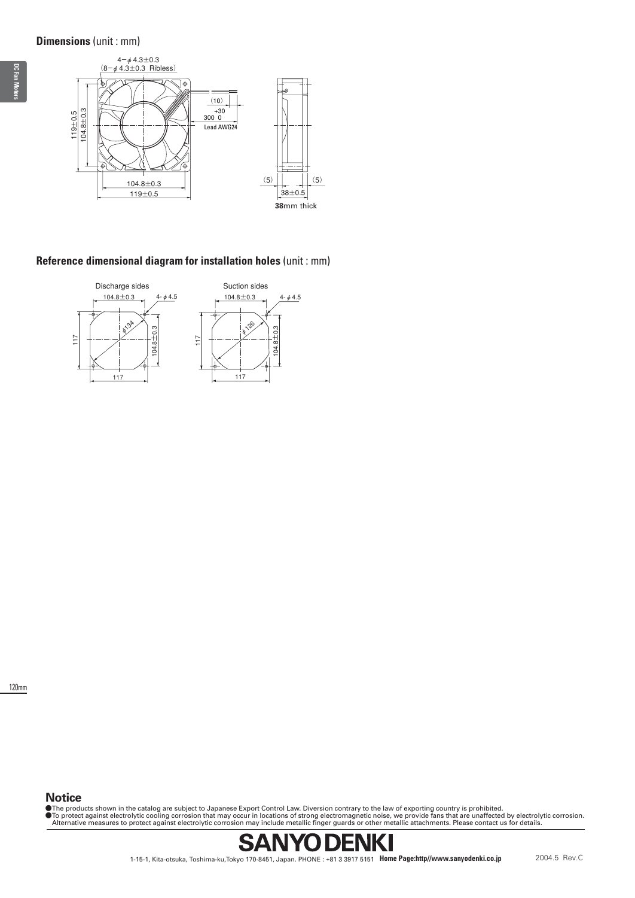## Dimensions (unit : mm)

4−φ4.3±0.3
(8−φ4.3±0.3 Ribless)

(10)

+30
300 0

Lead AWG24

119±0.5
104.8±0.3

104.8±0.3
119±0.5

(5)
(5)
38±0.5

**38**mm thick

## Reference dimensional diagram for installation holes (unit : mm)

Discharge sides

104.8±0.3
4- φ4.5
φ134
117
104.8±0.3
117

Suction sides

104.8±0.3
4- φ4.5
φ126
117
104.8±0.3
117

## Notice

- The products shown in the catalog are subject to Japanese Export Control Law. Diversion contrary to the law of exporting country is prohibited.
- To protect against electrolytic cooling corrosion that may occur in locations of strong electromagnetic noise, we provide fans that are unaffected by electrolytic corrosion. Alternative measures to protect against electrolytic corrosion may include metallic finger guards or other metallic attachments. Please contact us for details.

**SANYO DENKI**

1-15-1, Kita-otsuka, Toshima-ku,Tokyo 170-8451, Japan. PHONE : +81 3 3917 5151 **Home Page:http//www.sanyodenki.co.jp**

2004.5 Rev.C